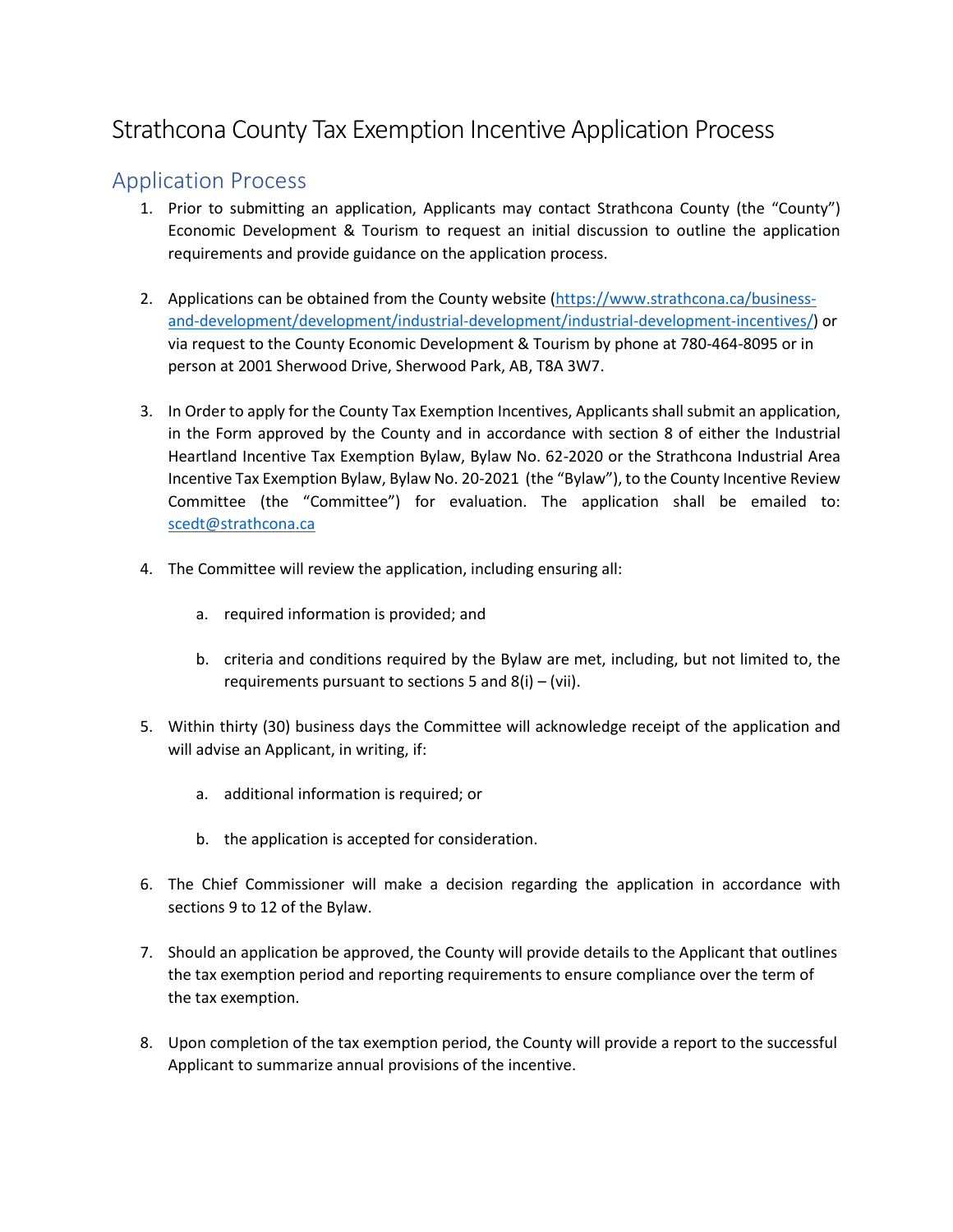# Strathcona County Tax Exemption Incentive Application Process

## Application Process

1. Prior to submitting an application, Applicants may contact Strathcona County (the "County") Economic Development & Tourism to request an initial discussion to outline the application requirements and provide guidance on the application process.

2. Applications can be obtained from the County website (https://www.strathcona.ca/business-and-development/development/industrial-development/industrial-development-incentives/) or via request to the County Economic Development & Tourism by phone at 780-464-8095 or in person at 2001 Sherwood Drive, Sherwood Park, AB, T8A 3W7.

3. In Order to apply for the County Tax Exemption Incentives, Applicants shall submit an application, in the Form approved by the County and in accordance with section 8 of either the Industrial Heartland Incentive Tax Exemption Bylaw, Bylaw No. 62-2020 or the Strathcona Industrial Area Incentive Tax Exemption Bylaw, Bylaw No. 20-2021 (the "Bylaw"), to the County Incentive Review Committee (the "Committee") for evaluation. The application shall be emailed to: scedt@strathcona.ca

4. The Committee will review the application, including ensuring all:

   a. required information is provided; and

   b. criteria and conditions required by the Bylaw are met, including, but not limited to, the requirements pursuant to sections 5 and 8(i) – (vii).

5. Within thirty (30) business days the Committee will acknowledge receipt of the application and will advise an Applicant, in writing, if:

   a. additional information is required; or

   b. the application is accepted for consideration.

6. The Chief Commissioner will make a decision regarding the application in accordance with sections 9 to 12 of the Bylaw.

7. Should an application be approved, the County will provide details to the Applicant that outlines the tax exemption period and reporting requirements to ensure compliance over the term of the tax exemption.

8. Upon completion of the tax exemption period, the County will provide a report to the successful Applicant to summarize annual provisions of the incentive.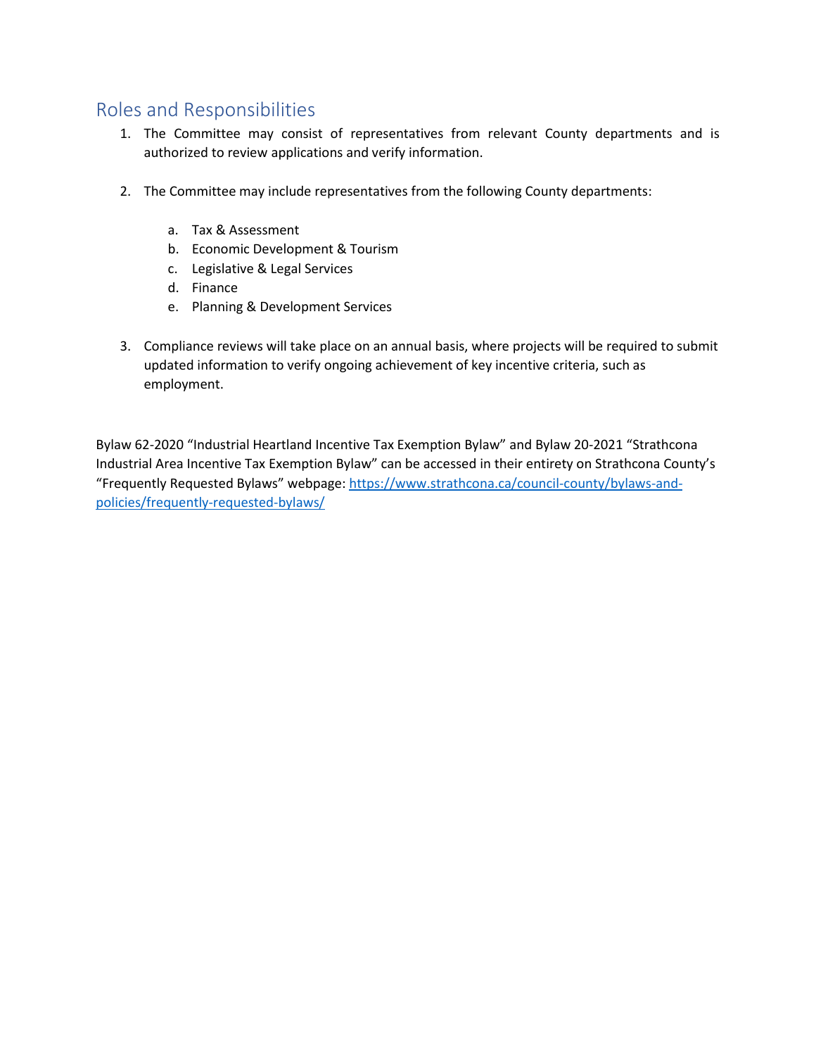## Roles and Responsibilities

1. The Committee may consist of representatives from relevant County departments and is authorized to review applications and verify information.

2. The Committee may include representatives from the following County departments:

   a. Tax & Assessment
   b. Economic Development & Tourism
   c. Legislative & Legal Services
   d. Finance
   e. Planning & Development Services

3. Compliance reviews will take place on an annual basis, where projects will be required to submit updated information to verify ongoing achievement of key incentive criteria, such as employment.

Bylaw 62-2020 "Industrial Heartland Incentive Tax Exemption Bylaw" and Bylaw 20-2021 "Strathcona Industrial Area Incentive Tax Exemption Bylaw" can be accessed in their entirety on Strathcona County's "Frequently Requested Bylaws" webpage: [https://www.strathcona.ca/council-county/bylaws-and-policies/frequently-requested-bylaws/](https://www.strathcona.ca/council-county/bylaws-and-policies/frequently-requested-bylaws/)